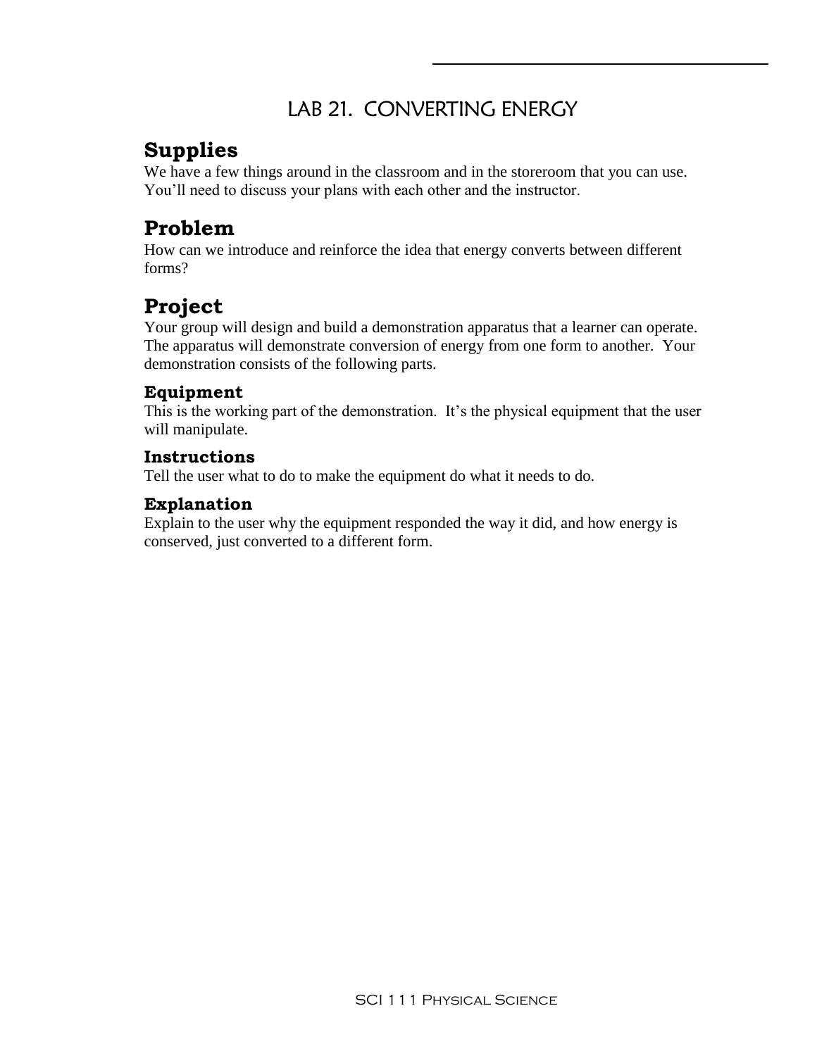# LAB 21. CONVERTING ENERGY

## Supplies

We have a few things around in the classroom and in the storeroom that you can use. You'll need to discuss your plans with each other and the instructor.

## Problem

How can we introduce and reinforce the idea that energy converts between different forms?

## Project

Your group will design and build a demonstration apparatus that a learner can operate. The apparatus will demonstrate conversion of energy from one form to another. Your demonstration consists of the following parts.

### Equipment

This is the working part of the demonstration. It's the physical equipment that the user will manipulate.

### Instructions

Tell the user what to do to make the equipment do what it needs to do.

### Explanation

Explain to the user why the equipment responded the way it did, and how energy is conserved, just converted to a different form.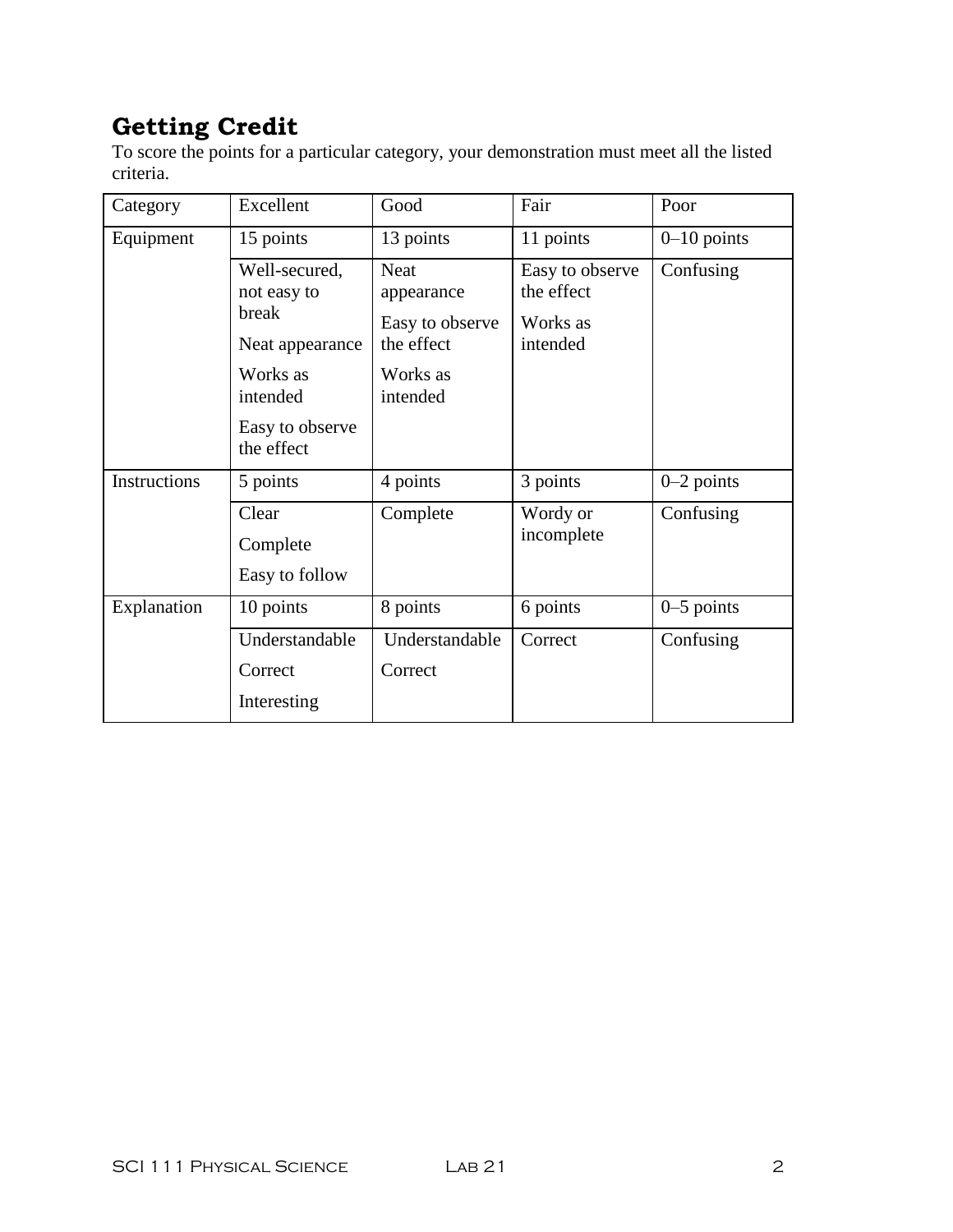## Getting Credit

To score the points for a particular category, your demonstration must meet all the listed criteria.

| Category | Excellent | Good | Fair | Poor |
|---|---|---|---|---|
| Equipment | 15 points | 13 points | 11 points | 0–10 points |
| | Well-secured, not easy to break<br>Neat appearance<br>Works as intended<br>Easy to observe the effect | Neat appearance<br>Easy to observe the effect<br>Works as intended | Easy to observe the effect<br>Works as intended | Confusing |
| Instructions | 5 points | 4 points | 3 points | 0–2 points |
| | Clear<br>Complete<br>Easy to follow | Complete | Wordy or incomplete | Confusing |
| Explanation | 10 points | 8 points | 6 points | 0–5 points |
| | Understandable<br>Correct<br>Interesting | Understandable<br>Correct | Correct | Confusing |